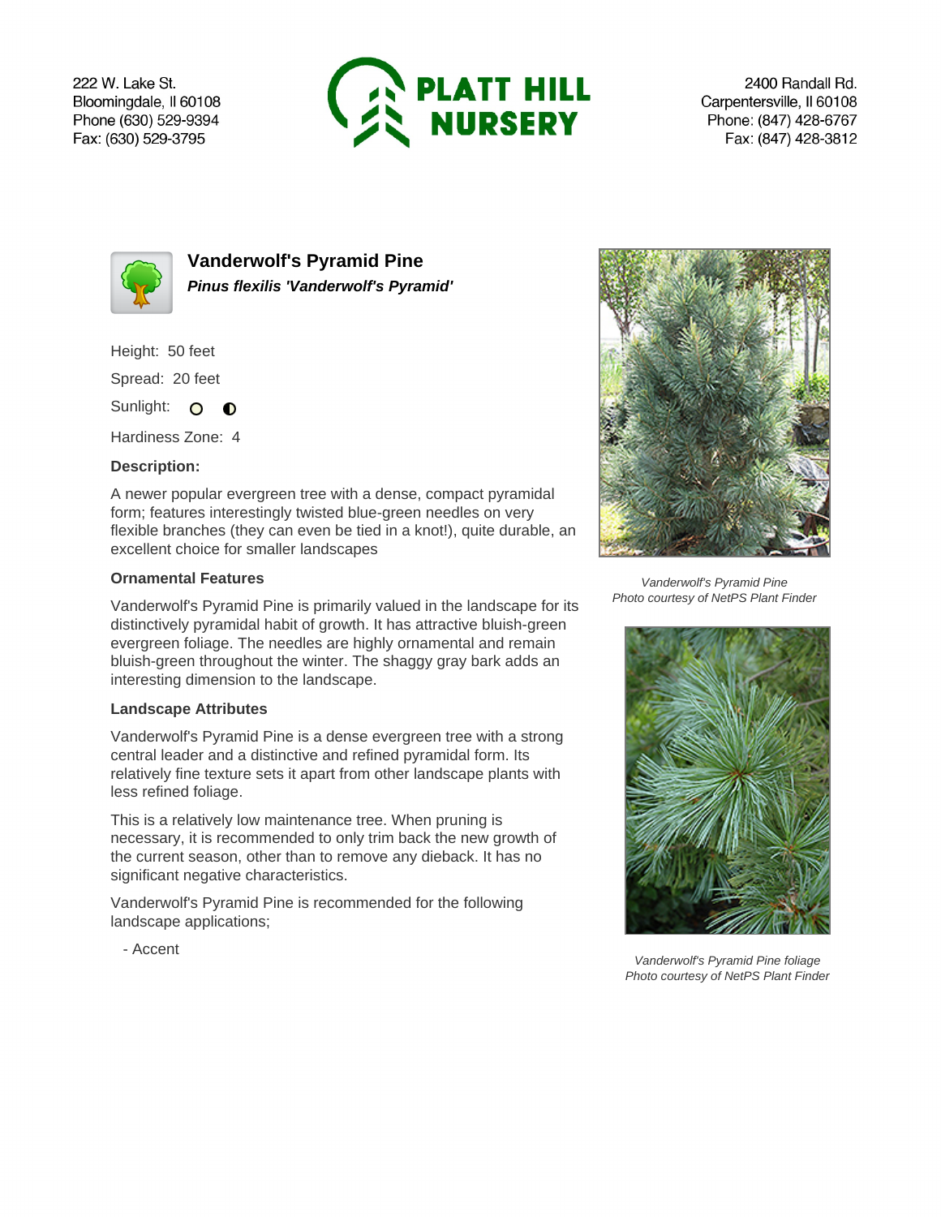222 W. Lake St.
Bloomingdale, Il 60108
Phone (630) 529-9394
Fax: (630) 529-3795

**PLATT HILL NURSERY**

2400 Randall Rd.
Carpentersville, Il 60108
Phone: (847) 428-6767
Fax: (847) 428-3812

## Vanderwolf's Pyramid Pine

***Pinus flexilis 'Vanderwolf's Pyramid'***

Height: 50 feet

Spread: 20 feet

Sunlight: ○ ◐

Hardiness Zone: 4

**Description:**

A newer popular evergreen tree with a dense, compact pyramidal form; features interestingly twisted blue-green needles on very flexible branches (they can even be tied in a knot!), quite durable, an excellent choice for smaller landscapes

### Ornamental Features

Vanderwolf's Pyramid Pine is primarily valued in the landscape for its distinctively pyramidal habit of growth. It has attractive bluish-green evergreen foliage. The needles are highly ornamental and remain bluish-green throughout the winter. The shaggy gray bark adds an interesting dimension to the landscape.

### Landscape Attributes

Vanderwolf's Pyramid Pine is a dense evergreen tree with a strong central leader and a distinctive and refined pyramidal form. Its relatively fine texture sets it apart from other landscape plants with less refined foliage.

This is a relatively low maintenance tree. When pruning is necessary, it is recommended to only trim back the new growth of the current season, other than to remove any dieback. It has no significant negative characteristics.

Vanderwolf's Pyramid Pine is recommended for the following landscape applications;

- Accent

*Vanderwolf's Pyramid Pine*
*Photo courtesy of NetPS Plant Finder*

*Vanderwolf's Pyramid Pine foliage*
*Photo courtesy of NetPS Plant Finder*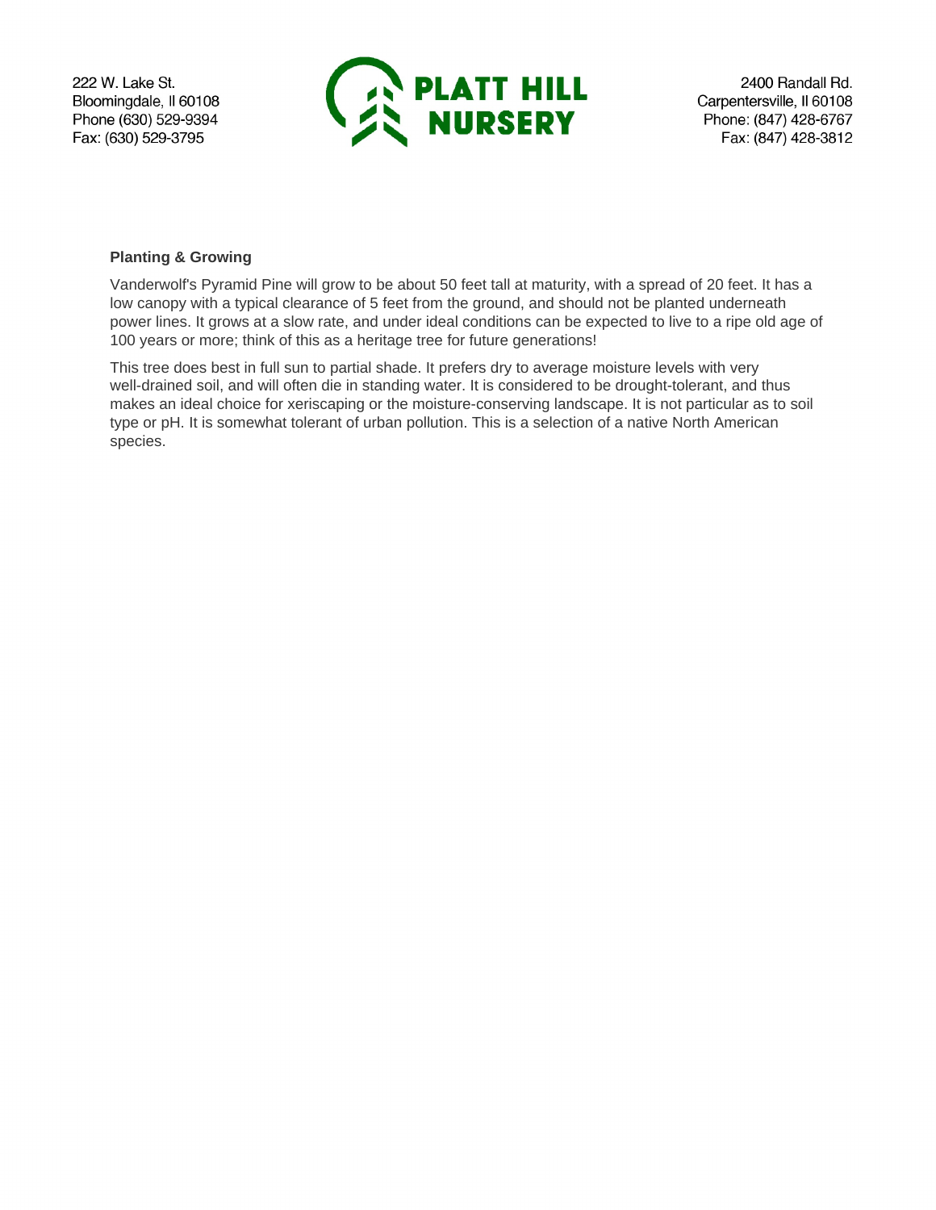**Planting & Growing**

Vanderwolf's Pyramid Pine will grow to be about 50 feet tall at maturity, with a spread of 20 feet. It has a low canopy with a typical clearance of 5 feet from the ground, and should not be planted underneath power lines. It grows at a slow rate, and under ideal conditions can be expected to live to a ripe old age of 100 years or more; think of this as a heritage tree for future generations!

This tree does best in full sun to partial shade. It prefers dry to average moisture levels with very well-drained soil, and will often die in standing water. It is considered to be drought-tolerant, and thus makes an ideal choice for xeriscaping or the moisture-conserving landscape. It is not particular as to soil type or pH. It is somewhat tolerant of urban pollution. This is a selection of a native North American species.